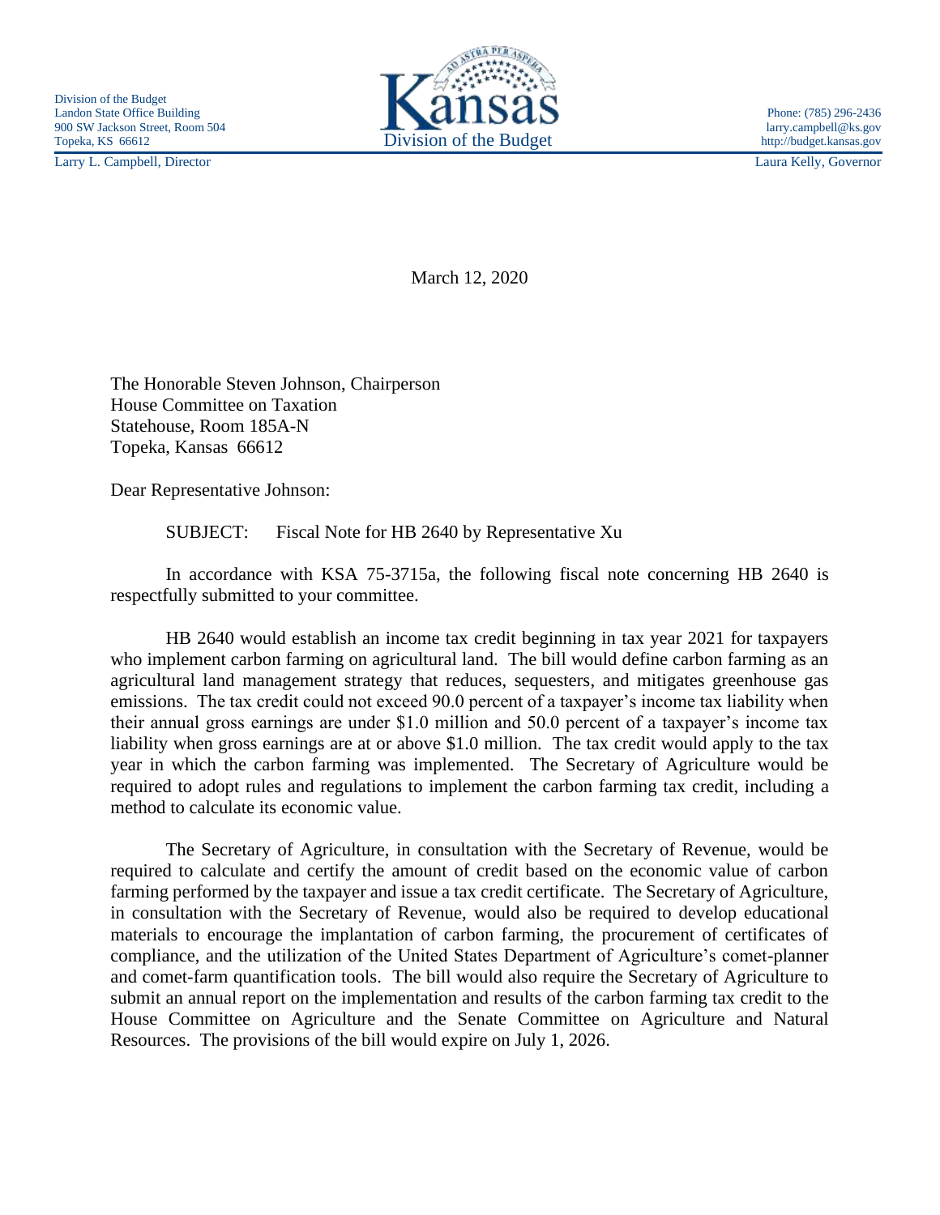Division of the Budget
Landon State Office Building
900 SW Jackson Street, Room 504
Topeka, KS 66612
Larry L. Campbell, Director

Kansas
Division of the Budget

Phone: (785) 296-2436
larry.campbell@ks.gov
http://budget.kansas.gov
Laura Kelly, Governor

March 12, 2020

The Honorable Steven Johnson, Chairperson
House Committee on Taxation
Statehouse, Room 185A-N
Topeka, Kansas 66612

Dear Representative Johnson:

SUBJECT: Fiscal Note for HB 2640 by Representative Xu

In accordance with KSA 75-3715a, the following fiscal note concerning HB 2640 is respectfully submitted to your committee.

HB 2640 would establish an income tax credit beginning in tax year 2021 for taxpayers who implement carbon farming on agricultural land. The bill would define carbon farming as an agricultural land management strategy that reduces, sequesters, and mitigates greenhouse gas emissions. The tax credit could not exceed 90.0 percent of a taxpayer's income tax liability when their annual gross earnings are under $1.0 million and 50.0 percent of a taxpayer's income tax liability when gross earnings are at or above $1.0 million. The tax credit would apply to the tax year in which the carbon farming was implemented. The Secretary of Agriculture would be required to adopt rules and regulations to implement the carbon farming tax credit, including a method to calculate its economic value.

The Secretary of Agriculture, in consultation with the Secretary of Revenue, would be required to calculate and certify the amount of credit based on the economic value of carbon farming performed by the taxpayer and issue a tax credit certificate. The Secretary of Agriculture, in consultation with the Secretary of Revenue, would also be required to develop educational materials to encourage the implantation of carbon farming, the procurement of certificates of compliance, and the utilization of the United States Department of Agriculture's comet-planner and comet-farm quantification tools. The bill would also require the Secretary of Agriculture to submit an annual report on the implementation and results of the carbon farming tax credit to the House Committee on Agriculture and the Senate Committee on Agriculture and Natural Resources. The provisions of the bill would expire on July 1, 2026.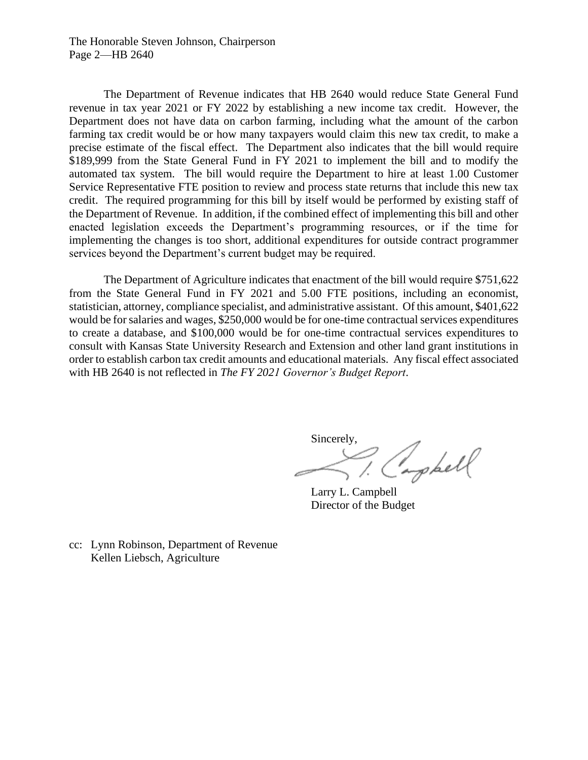The Department of Revenue indicates that HB 2640 would reduce State General Fund revenue in tax year 2021 or FY 2022 by establishing a new income tax credit. However, the Department does not have data on carbon farming, including what the amount of the carbon farming tax credit would be or how many taxpayers would claim this new tax credit, to make a precise estimate of the fiscal effect. The Department also indicates that the bill would require $189,999 from the State General Fund in FY 2021 to implement the bill and to modify the automated tax system. The bill would require the Department to hire at least 1.00 Customer Service Representative FTE position to review and process state returns that include this new tax credit. The required programming for this bill by itself would be performed by existing staff of the Department of Revenue. In addition, if the combined effect of implementing this bill and other enacted legislation exceeds the Department's programming resources, or if the time for implementing the changes is too short, additional expenditures for outside contract programmer services beyond the Department's current budget may be required.

The Department of Agriculture indicates that enactment of the bill would require $751,622 from the State General Fund in FY 2021 and 5.00 FTE positions, including an economist, statistician, attorney, compliance specialist, and administrative assistant. Of this amount, $401,622 would be for salaries and wages, $250,000 would be for one-time contractual services expenditures to create a database, and $100,000 would be for one-time contractual services expenditures to consult with Kansas State University Research and Extension and other land grant institutions in order to establish carbon tax credit amounts and educational materials. Any fiscal effect associated with HB 2640 is not reflected in *The FY 2021 Governor's Budget Report*.

Sincerely,

Larry L. Campbell
Director of the Budget

cc: Lynn Robinson, Department of Revenue
Kellen Liebsch, Agriculture